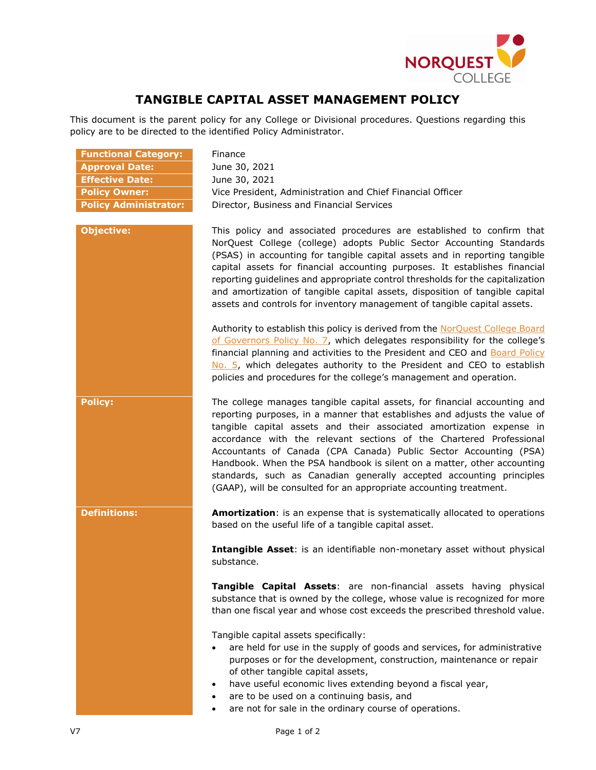# TANGIBLE CAPITAL ASSET MANAGEMENT POLICY

This document is the parent policy for any College or Divisional procedures. Questions regarding this policy are to be directed to the identified Policy Administrator.

| | |
|---|---|
| **Functional Category:** | Finance |
| **Approval Date:** | June 30, 2021 |
| **Effective Date:** | June 30, 2021 |
| **Policy Owner:** | Vice President, Administration and Chief Financial Officer |
| **Policy Administrator:** | Director, Business and Financial Services |

## Objective:

This policy and associated procedures are established to confirm that NorQuest College (college) adopts Public Sector Accounting Standards (PSAS) in accounting for tangible capital assets and in reporting tangible capital assets for financial accounting purposes. It establishes financial reporting guidelines and appropriate control thresholds for the capitalization and amortization of tangible capital assets, disposition of tangible capital assets and controls for inventory management of tangible capital assets.

Authority to establish this policy is derived from the NorQuest College Board of Governors Policy No. 7, which delegates responsibility for the college's financial planning and activities to the President and CEO and Board Policy No. 5, which delegates authority to the President and CEO to establish policies and procedures for the college's management and operation.

## Policy:

The college manages tangible capital assets, for financial accounting and reporting purposes, in a manner that establishes and adjusts the value of tangible capital assets and their associated amortization expense in accordance with the relevant sections of the Chartered Professional Accountants of Canada (CPA Canada) Public Sector Accounting (PSA) Handbook. When the PSA handbook is silent on a matter, other accounting standards, such as Canadian generally accepted accounting principles (GAAP), will be consulted for an appropriate accounting treatment.

## Definitions:

**Amortization**: is an expense that is systematically allocated to operations based on the useful life of a tangible capital asset.

**Intangible Asset**: is an identifiable non-monetary asset without physical substance.

**Tangible Capital Assets**: are non-financial assets having physical substance that is owned by the college, whose value is recognized for more than one fiscal year and whose cost exceeds the prescribed threshold value.

Tangible capital assets specifically:

- are held for use in the supply of goods and services, for administrative purposes or for the development, construction, maintenance or repair of other tangible capital assets,
- have useful economic lives extending beyond a fiscal year,
- are to be used on a continuing basis, and
- are not for sale in the ordinary course of operations.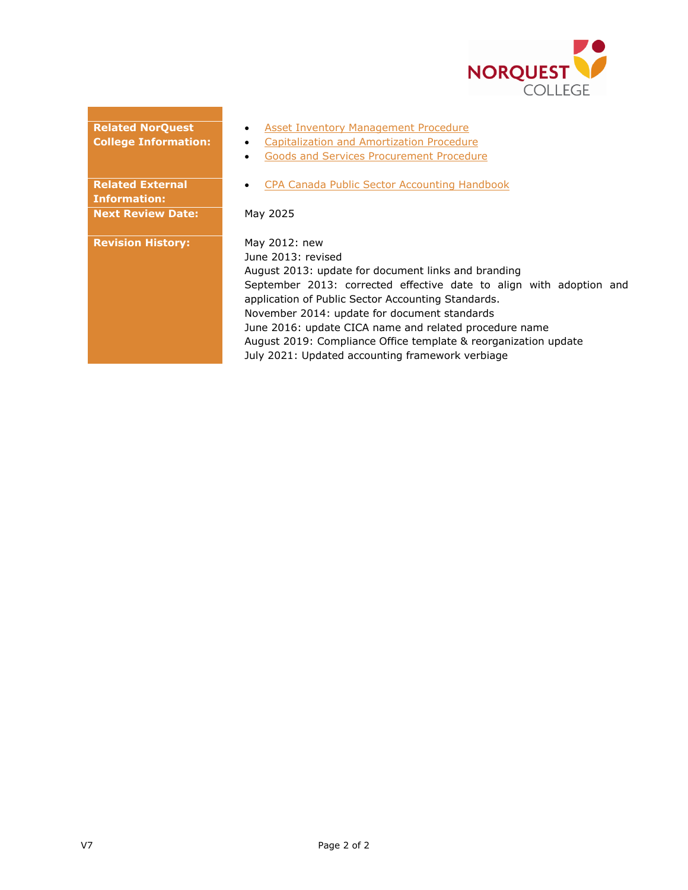| | |
|---|---|
| **Related NorQuest College Information:** | • Asset Inventory Management Procedure<br>• Capitalization and Amortization Procedure<br>• Goods and Services Procurement Procedure |
| **Related External Information:** | • CPA Canada Public Sector Accounting Handbook |
| **Next Review Date:** | May 2025 |
| **Revision History:** | May 2012: new<br>June 2013: revised<br>August 2013: update for document links and branding<br>September 2013: corrected effective date to align with adoption and application of Public Sector Accounting Standards.<br>November 2014: update for document standards<br>June 2016: update CICA name and related procedure name<br>August 2019: Compliance Office template & reorganization update<br>July 2021: Updated accounting framework verbiage |

V7